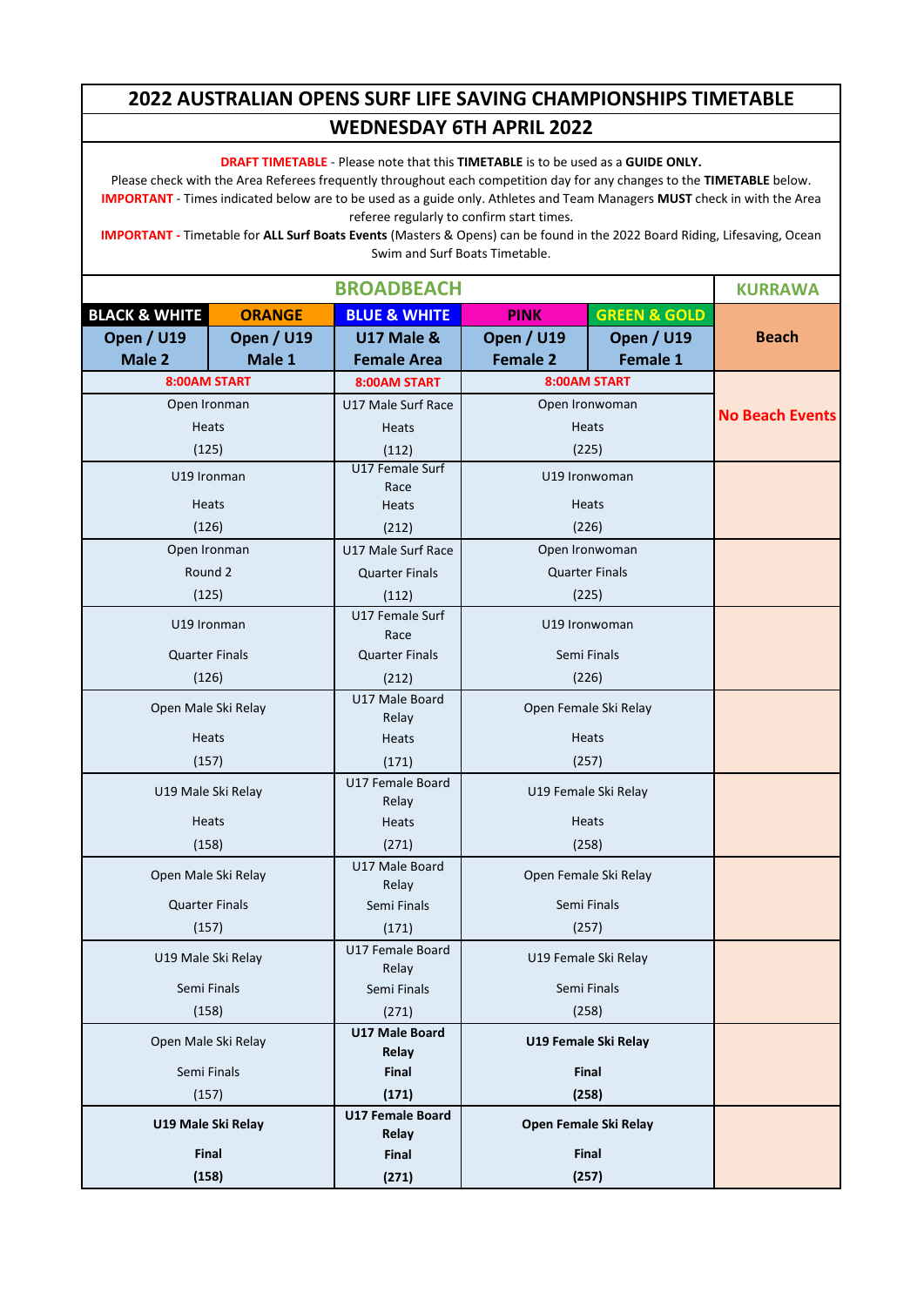# 2022 AUSTRALIAN OPENS SURF LIFE SAVING CHAMPIONSHIPS TIMETABLE

## WEDNESDAY 6TH APRIL 2022

**DRAFT TIMETABLE** - Please note that this **TIMETABLE** is to be used as a **GUIDE ONLY.**
Please check with the Area Referees frequently throughout each competition day for any changes to the **TIMETABLE** below.
**IMPORTANT** - Times indicated below are to be used as a guide only. Athletes and Team Managers **MUST** check in with the Area referee regularly to confirm start times.
**IMPORTANT -** Timetable for **ALL Surf Boats Events** (Masters & Opens) can be found in the 2022 Board Riding, Lifesaving, Ocean Swim and Surf Boats Timetable.

| BROADBEACH | | | | | KURRAWA |
|---|---|---|---|---|---|
| **BLACK & WHITE** | **ORANGE** | **BLUE & WHITE** | **PINK** | **GREEN & GOLD** | |
| **Open / U19 Male 2** | **Open / U19 Male 1** | **U17 Male & Female Area** | **Open / U19 Female 2** | **Open / U19 Female 1** | **Beach** |
| **8:00AM START** | | **8:00AM START** | **8:00AM START** | | **No Beach Events** |
| Open Ironman Heats (125) | | U17 Male Surf Race Heats (112) | Open Ironwoman Heats (225) | | |
| U19 Ironman Heats (126) | | U17 Female Surf Race Heats (212) | U19 Ironwoman Heats (226) | | |
| Open Ironman Round 2 (125) | | U17 Male Surf Race Quarter Finals (112) | Open Ironwoman Quarter Finals (225) | | |
| U19 Ironman Quarter Finals (126) | | U17 Female Surf Race Quarter Finals (212) | U19 Ironwoman Semi Finals (226) | | |
| Open Male Ski Relay Heats (157) | | U17 Male Board Relay Heats (171) | Open Female Ski Relay Heats (257) | | |
| U19 Male Ski Relay Heats (158) | | U17 Female Board Relay Heats (271) | U19 Female Ski Relay Heats (258) | | |
| Open Male Ski Relay Quarter Finals (157) | | U17 Male Board Relay Semi Finals (171) | Open Female Ski Relay Semi Finals (257) | | |
| U19 Male Ski Relay Semi Finals (158) | | U17 Female Board Relay Semi Finals (271) | U19 Female Ski Relay Semi Finals (258) | | |
| Open Male Ski Relay Semi Finals (157) | | **U17 Male Board Relay Final (171)** | **U19 Female Ski Relay Final (258)** | | |
| **U19 Male Ski Relay Final (158)** | | **U17 Female Board Relay Final (271)** | **Open Female Ski Relay Final (257)** | | |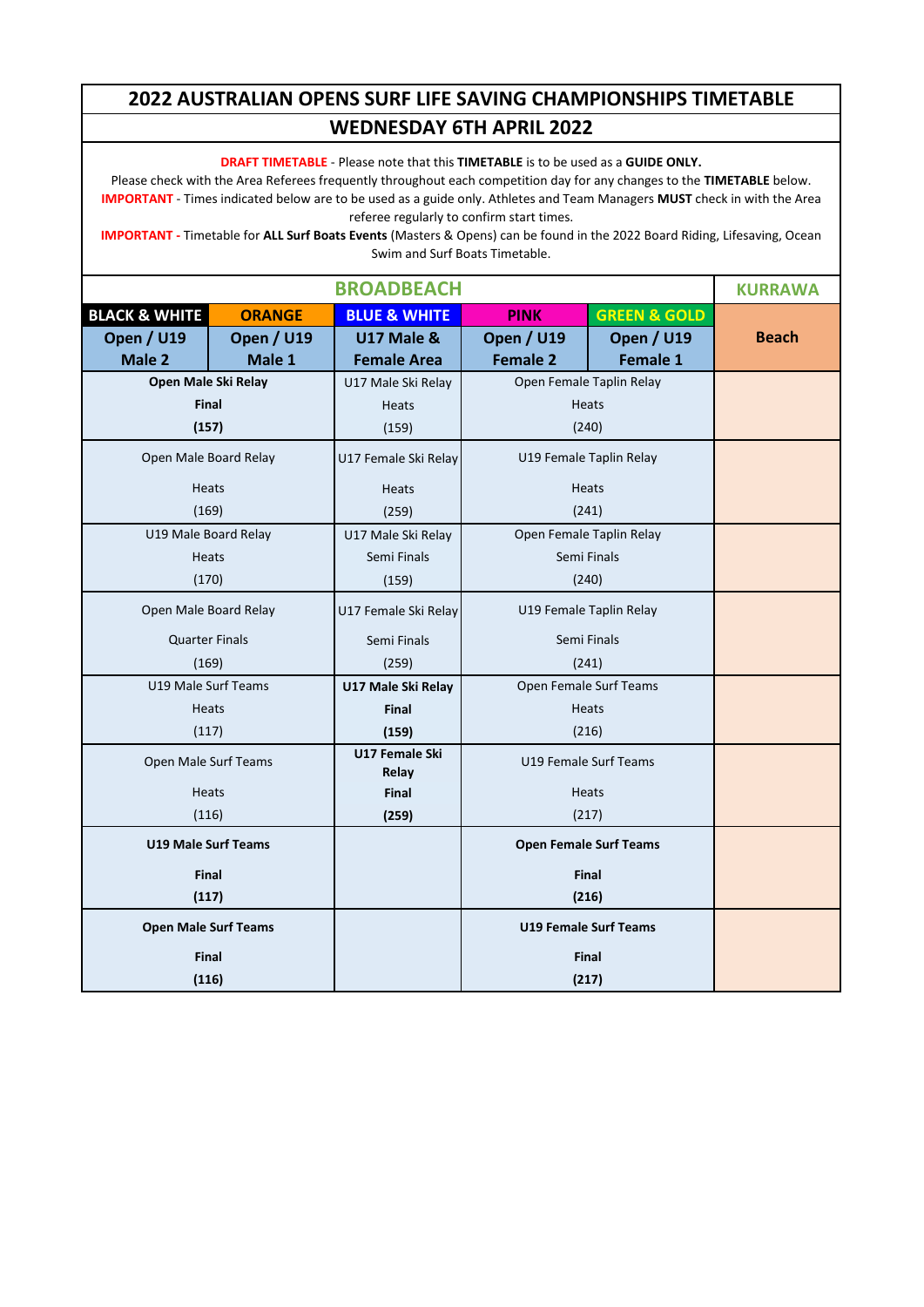# 2022 AUSTRALIAN OPENS SURF LIFE SAVING CHAMPIONSHIPS TIMETABLE

## WEDNESDAY 6TH APRIL 2022

**DRAFT TIMETABLE** - Please note that this **TIMETABLE** is to be used as a **GUIDE ONLY.**
Please check with the Area Referees frequently throughout each competition day for any changes to the **TIMETABLE** below.
**IMPORTANT** - Times indicated below are to be used as a guide only. Athletes and Team Managers **MUST** check in with the Area referee regularly to confirm start times.
**IMPORTANT -** Timetable for **ALL Surf Boats Events** (Masters & Opens) can be found in the 2022 Board Riding, Lifesaving, Ocean Swim and Surf Boats Timetable.

| BROADBEACH | | | | | KURRAWA |
|---|---|---|---|---|---|
| **BLACK & WHITE** | **ORANGE** | **BLUE & WHITE** | **PINK** | **GREEN & GOLD** | |
| **Open / U19 Male 2** | **Open / U19 Male 1** | **U17 Male & Female Area** | **Open / U19 Female 2** | **Open / U19 Female 1** | **Beach** |
| **Open Male Ski Relay Final (157)** | | U17 Male Ski Relay Heats (159) | Open Female Taplin Relay Heats (240) | | |
| Open Male Board Relay Heats (169) | | U17 Female Ski Relay Heats (259) | U19 Female Taplin Relay Heats (241) | | |
| U19 Male Board Relay Heats (170) | | U17 Male Ski Relay Semi Finals (159) | Open Female Taplin Relay Semi Finals (240) | | |
| Open Male Board Relay Quarter Finals (169) | | U17 Female Ski Relay Semi Finals (259) | U19 Female Taplin Relay Semi Finals (241) | | |
| U19 Male Surf Teams Heats (117) | | **U17 Male Ski Relay Final (159)** | Open Female Surf Teams Heats (216) | | |
| Open Male Surf Teams Heats (116) | | **U17 Female Ski Relay Final (259)** | U19 Female Surf Teams Heats (217) | | |
| **U19 Male Surf Teams Final (117)** | | | **Open Female Surf Teams Final (216)** | | |
| **Open Male Surf Teams Final (116)** | | | **U19 Female Surf Teams Final (217)** | | |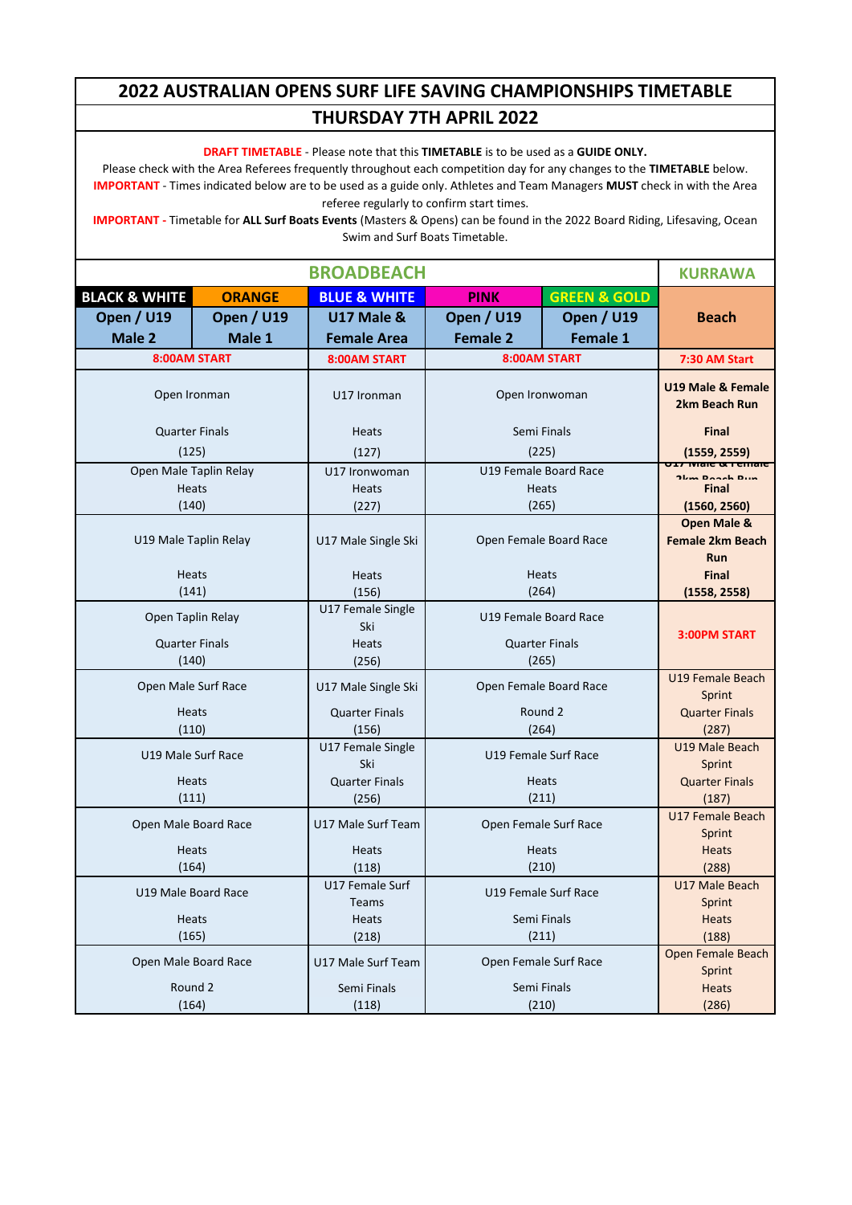# 2022 AUSTRALIAN OPENS SURF LIFE SAVING CHAMPIONSHIPS TIMETABLE

## THURSDAY 7TH APRIL 2022

**DRAFT TIMETABLE** - Please note that this **TIMETABLE** is to be used as a **GUIDE ONLY.**
Please check with the Area Referees frequently throughout each competition day for any changes to the **TIMETABLE** below.
**IMPORTANT** - Times indicated below are to be used as a guide only. Athletes and Team Managers **MUST** check in with the Area referee regularly to confirm start times.
**IMPORTANT -** Timetable for **ALL Surf Boats Events** (Masters & Opens) can be found in the 2022 Board Riding, Lifesaving, Ocean Swim and Surf Boats Timetable.

| BROADBEACH | | | | | KURRAWA |
|---|---|---|---|---|---|
| **BLACK & WHITE** | **ORANGE** | **BLUE & WHITE** | **PINK** | **GREEN & GOLD** | **Beach** |
| **Open / U19 Male 2** | **Open / U19 Male 1** | **U17 Male & Female Area** | **Open / U19 Female 2** | **Open / U19 Female 1** | |
| **8:00AM START** | | **8:00AM START** | **8:00AM START** | | **7:30 AM Start** |
| Open Ironman Quarter Finals (125) | | U17 Ironman Heats (127) | Open Ironwoman Semi Finals (225) | | **U19 Male & Female 2km Beach Run Final (1559, 2559)** |
| Open Male Taplin Relay Heats (140) | | U17 Ironwoman Heats (227) | U19 Female Board Race Heats (265) | | **U17 Male & Female 2km Beach Run Final (1560, 2560)** |
| U19 Male Taplin Relay Heats (141) | | U17 Male Single Ski Heats (156) | Open Female Board Race Heats (264) | | **Open Male & Female 2km Beach Run Final (1558, 2558)** |
| Open Taplin Relay Quarter Finals (140) | | U17 Female Single Ski Heats (256) | U19 Female Board Race Quarter Finals (265) | | **3:00PM START** |
| Open Male Surf Race Heats (110) | | U17 Male Single Ski Quarter Finals (156) | Open Female Board Race Round 2 (264) | | U19 Female Beach Sprint Quarter Finals (287) |
| U19 Male Surf Race Heats (111) | | U17 Female Single Ski Quarter Finals (256) | U19 Female Surf Race Heats (211) | | U19 Male Beach Sprint Quarter Finals (187) |
| Open Male Board Race Heats (164) | | U17 Male Surf Team Heats (118) | Open Female Surf Race Heats (210) | | U17 Female Beach Sprint Heats (288) |
| U19 Male Board Race Heats (165) | | U17 Female Surf Teams Heats (218) | U19 Female Surf Race Semi Finals (211) | | U17 Male Beach Sprint Heats (188) |
| Open Male Board Race Round 2 (164) | | U17 Male Surf Team Semi Finals (118) | Open Female Surf Race Semi Finals (210) | | Open Female Beach Sprint Heats (286) |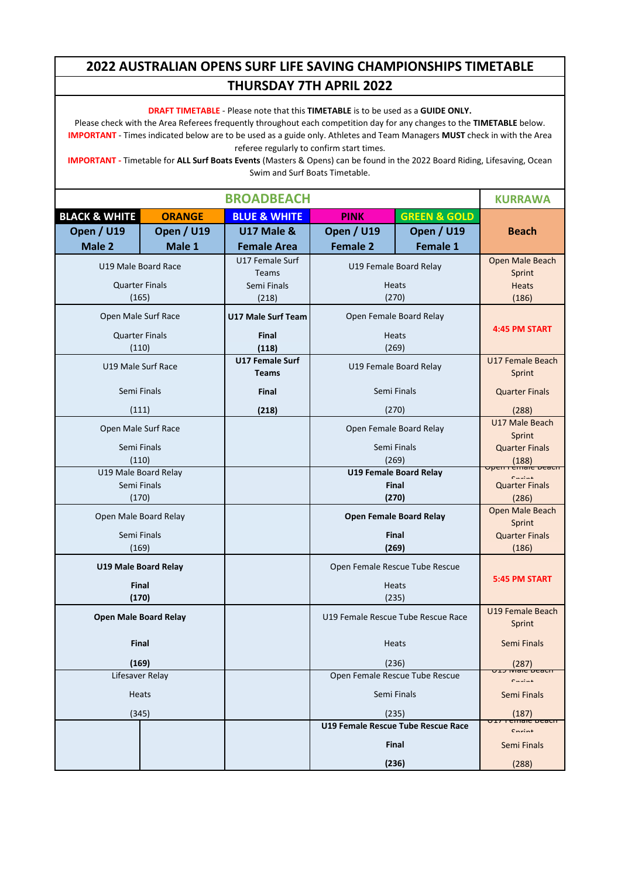# 2022 AUSTRALIAN OPENS SURF LIFE SAVING CHAMPIONSHIPS TIMETABLE

## THURSDAY 7TH APRIL 2022

**DRAFT TIMETABLE** - Please note that this **TIMETABLE** is to be used as a **GUIDE ONLY.**
Please check with the Area Referees frequently throughout each competition day for any changes to the **TIMETABLE** below.
**IMPORTANT** - Times indicated below are to be used as a guide only. Athletes and Team Managers **MUST** check in with the Area referee regularly to confirm start times.
**IMPORTANT -** Timetable for **ALL Surf Boats Events** (Masters & Opens) can be found in the 2022 Board Riding, Lifesaving, Ocean Swim and Surf Boats Timetable.

| BROADBEACH | | | | | KURRAWA |
|---|---|---|---|---|---|
| **BLACK & WHITE** | **ORANGE** | **BLUE & WHITE** | **PINK** | **GREEN & GOLD** | |
| **Open / U19 Male 2** | **Open / U19 Male 1** | **U17 Male & Female Area** | **Open / U19 Female 2** | **Open / U19 Female 1** | **Beach** |
| U19 Male Board Race Quarter Finals (165) | | U17 Female Surf Teams Semi Finals (218) | U19 Female Board Relay Heats (270) | | Open Male Beach Sprint Heats (186) |
| Open Male Surf Race Quarter Finals (110) | | **U17 Male Surf Team Final (118)** | Open Female Board Relay Heats (269) | | **4:45 PM START** |
| U19 Male Surf Race Semi Finals (111) | | **U17 Female Surf Teams Final (218)** | U19 Female Board Relay Semi Finals (270) | | U17 Female Beach Sprint Quarter Finals (288) |
| Open Male Surf Race Semi Finals (110) | | | Open Female Board Relay Semi Finals (269) | | U17 Male Beach Sprint Quarter Finals (188) |
| U19 Male Board Relay Semi Finals (170) | | | **U19 Female Board Relay Final (270)** | | Open Female Beach Sprint Quarter Finals (286) |
| Open Male Board Relay Semi Finals (169) | | | **Open Female Board Relay Final (269)** | | Open Male Beach Sprint Quarter Finals (186) |
| **U19 Male Board Relay Final (170)** | | | Open Female Rescue Tube Rescue Heats (235) | | **5:45 PM START** |
| **Open Male Board Relay Final (169)** | | | U19 Female Rescue Tube Rescue Race Heats (236) | | U19 Female Beach Sprint Semi Finals (287) |
| Lifesaver Relay Heats (345) | | | Open Female Rescue Tube Rescue Semi Finals (235) | | U19 Male Beach Sprint Semi Finals (187) |
| | | | **U19 Female Rescue Tube Rescue Race Final (236)** | | U17 Female Beach Sprint Semi Finals (288) |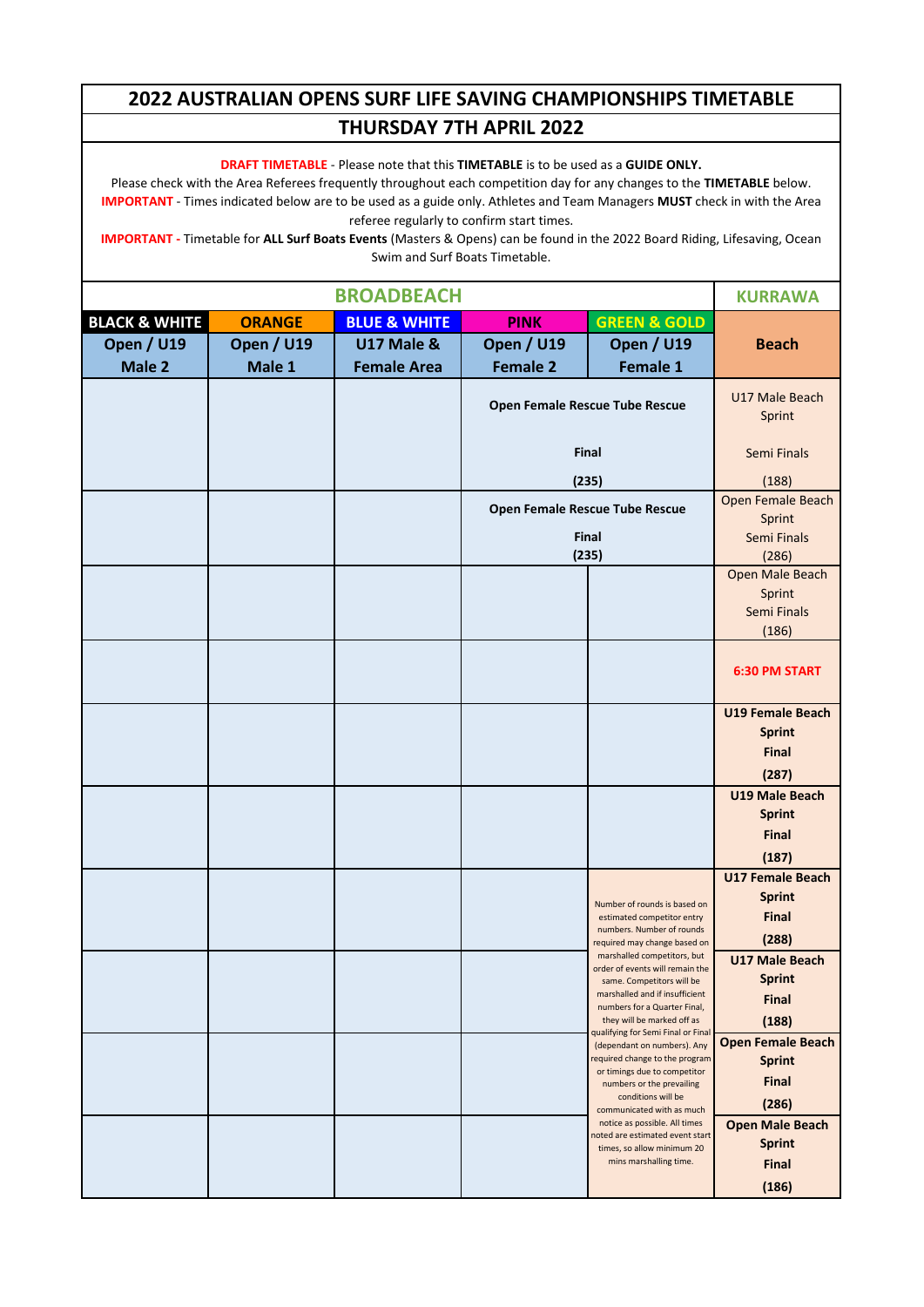# 2022 AUSTRALIAN OPENS SURF LIFE SAVING CHAMPIONSHIPS TIMETABLE

## THURSDAY 7TH APRIL 2022

**DRAFT TIMETABLE** - Please note that this **TIMETABLE** is to be used as a **GUIDE ONLY.**
Please check with the Area Referees frequently throughout each competition day for any changes to the **TIMETABLE** below.
**IMPORTANT** - Times indicated below are to be used as a guide only. Athletes and Team Managers **MUST** check in with the Area referee regularly to confirm start times.
**IMPORTANT -** Timetable for **ALL Surf Boats Events** (Masters & Opens) can be found in the 2022 Board Riding, Lifesaving, Ocean Swim and Surf Boats Timetable.

| BROADBEACH | | | | | KURRAWA |
|---|---|---|---|---|---|
| **BLACK & WHITE** | **ORANGE** | **BLUE & WHITE** | **PINK** | **GREEN & GOLD** | **Beach** |
| **Open / U19 Male 2** | **Open / U19 Male 1** | **U17 Male & Female Area** | **Open / U19 Female 2** | **Open / U19 Female 1** | |
| | | | **Open Female Rescue Tube Rescue Final (235)** | | U17 Male Beach Sprint Semi Finals (188) |
| | | | **Open Female Rescue Tube Rescue Final (235)** | | Open Female Beach Sprint Semi Finals (286) |
| | | | | | Open Male Beach Sprint Semi Finals (186) |
| | | | | | **6:30 PM START** |
| | | | | | **U19 Female Beach Sprint Final (287)** |
| | | | | | **U19 Male Beach Sprint Final (187)** |
| | | | | Number of rounds is based on estimated competitor entry numbers. Number of rounds required may change based on marshalled competitors, but order of events will remain the same. Competitors will be marshalled and if insufficient numbers for a Quarter Final, they will be marked off as qualifying for Semi Final or Final (dependant on numbers). Any required change to the program or timings due to competitor numbers or the prevailing conditions will be communicated with as much notice as possible. All times noted are estimated event start times, so allow minimum 20 mins marshalling time. | **U17 Female Beach Sprint Final (288)** |
| | | | | | **U17 Male Beach Sprint Final (188)** |
| | | | | | **Open Female Beach Sprint Final (286)** |
| | | | | | **Open Male Beach Sprint Final (186)** |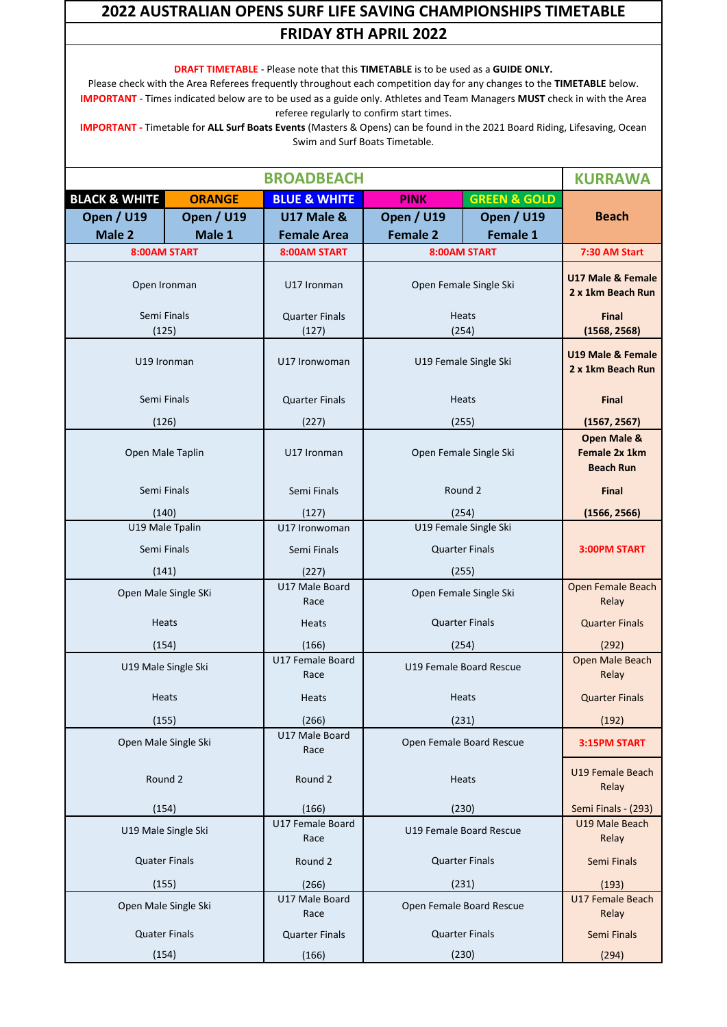# 2022 AUSTRALIAN OPENS SURF LIFE SAVING CHAMPIONSHIPS TIMETABLE

## FRIDAY 8TH APRIL 2022

**DRAFT TIMETABLE** - Please note that this **TIMETABLE** is to be used as a **GUIDE ONLY.**
Please check with the Area Referees frequently throughout each competition day for any changes to the **TIMETABLE** below.
**IMPORTANT** - Times indicated below are to be used as a guide only. Athletes and Team Managers **MUST** check in with the Area referee regularly to confirm start times.
**IMPORTANT -** Timetable for **ALL Surf Boats Events** (Masters & Opens) can be found in the 2021 Board Riding, Lifesaving, Ocean Swim and Surf Boats Timetable.

| BROADBEACH | | | | | KURRAWA |
|---|---|---|---|---|---|
| **BLACK & WHITE** | **ORANGE** | **BLUE & WHITE** | **PINK** | **GREEN & GOLD** | |
| **Open / U19 Male 2** | **Open / U19 Male 1** | **U17 Male & Female Area** | **Open / U19 Female 2** | **Open / U19 Female 1** | **Beach** |
| **8:00AM START** | | **8:00AM START** | **8:00AM START** | | **7:30 AM Start** |
| Open Ironman<br>Semi Finals<br>(125) | | U17 Ironman<br>Quarter Finals<br>(127) | Open Female Single Ski<br>Heats<br>(254) | | **U17 Male & Female 2 x 1km Beach Run**<br>**Final**<br>**(1568, 2568)** |
| U19 Ironman<br>Semi Finals<br>(126) | | U17 Ironwoman<br>Quarter Finals<br>(227) | U19 Female Single Ski<br>Heats<br>(255) | | **U19 Male & Female 2 x 1km Beach Run**<br>**Final**<br>**(1567, 2567)** |
| Open Male Taplin<br>Semi Finals<br>(140) | | U17 Ironman<br>Semi Finals<br>(127) | Open Female Single Ski<br>Round 2<br>(254) | | **Open Male & Female 2x 1km Beach Run**<br>**Final**<br>**(1566, 2566)** |
| U19 Male Tpalin<br>Semi Finals<br>(141) | | U17 Ironwoman<br>Semi Finals<br>(227) | U19 Female Single Ski<br>Quarter Finals<br>(255) | | **3:00PM START** |
| Open Male Single SKi<br>Heats<br>(154) | | U17 Male Board Race<br>Heats<br>(166) | Open Female Single Ski<br>Quarter Finals<br>(254) | | Open Female Beach Relay<br>Quarter Finals<br>(292) |
| U19 Male Single Ski<br>Heats<br>(155) | | U17 Female Board Race<br>Heats<br>(266) | U19 Female Board Rescue<br>Heats<br>(231) | | Open Male Beach Relay<br>Quarter Finals<br>(192) |
| Open Male Single Ski<br>Round 2<br>(154) | | U17 Male Board Race<br>Round 2<br>(166) | Open Female Board Rescue<br>Heats<br>(230) | | **3:15PM START**<br>U19 Female Beach Relay<br>Semi Finals - (293) |
| U19 Male Single Ski<br>Quater Finals<br>(155) | | U17 Female Board Race<br>Round 2<br>(266) | U19 Female Board Rescue<br>Quarter Finals<br>(231) | | U19 Male Beach Relay<br>Semi Finals<br>(193) |
| Open Male Single Ski<br>Quater Finals<br>(154) | | U17 Male Board Race<br>Quarter Finals<br>(166) | Open Female Board Rescue<br>Quarter Finals<br>(230) | | U17 Female Beach Relay<br>Semi Finals<br>(294) |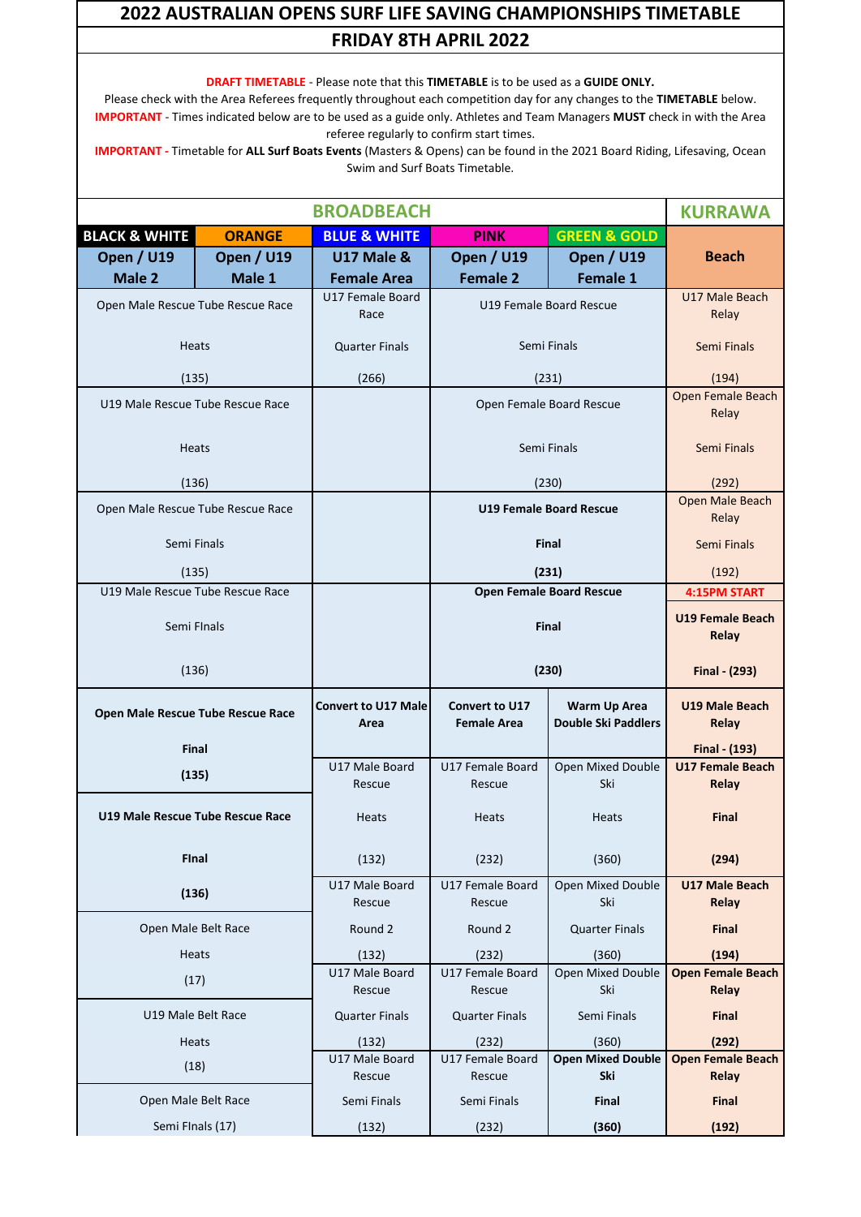# 2022 AUSTRALIAN OPENS SURF LIFE SAVING CHAMPIONSHIPS TIMETABLE

## FRIDAY 8TH APRIL 2022

**DRAFT TIMETABLE** - Please note that this **TIMETABLE** is to be used as a **GUIDE ONLY.**
Please check with the Area Referees frequently throughout each competition day for any changes to the **TIMETABLE** below.
**IMPORTANT** - Times indicated below are to be used as a guide only. Athletes and Team Managers **MUST** check in with the Area referee regularly to confirm start times.
**IMPORTANT -** Timetable for **ALL Surf Boats Events** (Masters & Opens) can be found in the 2021 Board Riding, Lifesaving, Ocean Swim and Surf Boats Timetable.

| BROADBEACH | | | | | KURRAWA |
|---|---|---|---|---|---|
| **BLACK & WHITE** | **ORANGE** | **BLUE & WHITE** | **PINK** | **GREEN & GOLD** | |
| **Open / U19 Male 2** | **Open / U19 Male 1** | **U17 Male & Female Area** | **Open / U19 Female 2** | **Open / U19 Female 1** | **Beach** |
| Open Male Rescue Tube Rescue Race Heats (135) | | U17 Female Board Race Quarter Finals (266) | U19 Female Board Rescue Semi Finals (231) | | U17 Male Beach Relay Semi Finals (194) |
| U19 Male Rescue Tube Rescue Race Heats (136) | | | Open Female Board Rescue Semi Finals (230) | | Open Female Beach Relay Semi Finals (292) |
| Open Male Rescue Tube Rescue Race Semi Finals (135) | | | **U19 Female Board Rescue Final (231)** | | Open Male Beach Relay Semi Finals (192) |
| U19 Male Rescue Tube Rescue Race Semi FInals (136) | | | **Open Female Board Rescue Final (230)** | | **4:15PM START** **U19 Female Beach Relay Final - (293)** |
| **Open Male Rescue Tube Rescue Race Final (135)** | | **Convert to U17 Male Area** | **Convert to U17 Female Area** | **Warm Up Area Double Ski Paddlers** | **U19 Male Beach Relay Final - (193)** |
| | | U17 Male Board Rescue Heats (132) | U17 Female Board Rescue Heats (232) | Open Mixed Double Ski Heats (360) | **U17 Female Beach Relay Final (294)** |
| **U19 Male Rescue Tube Rescue Race FInal (136)** | | U17 Male Board Rescue Round 2 (132) | U17 Female Board Rescue Round 2 (232) | Open Mixed Double Ski Quarter Finals (360) | **U17 Male Beach Relay Final (194)** |
| Open Male Belt Race Heats (17) | | U17 Male Board Rescue Quarter Finals (132) | U17 Female Board Rescue Quarter Finals (232) | Open Mixed Double Ski Semi Finals (360) | **Open Female Beach Relay Final (292)** |
| U19 Male Belt Race Heats (18) | | U17 Male Board Rescue Semi Finals (132) | U17 Female Board Rescue Semi Finals (232) | **Open Mixed Double Ski Final (360)** | **Open Female Beach Relay Final (192)** |
| Open Male Belt Race Semi FInals (17) | | | | | |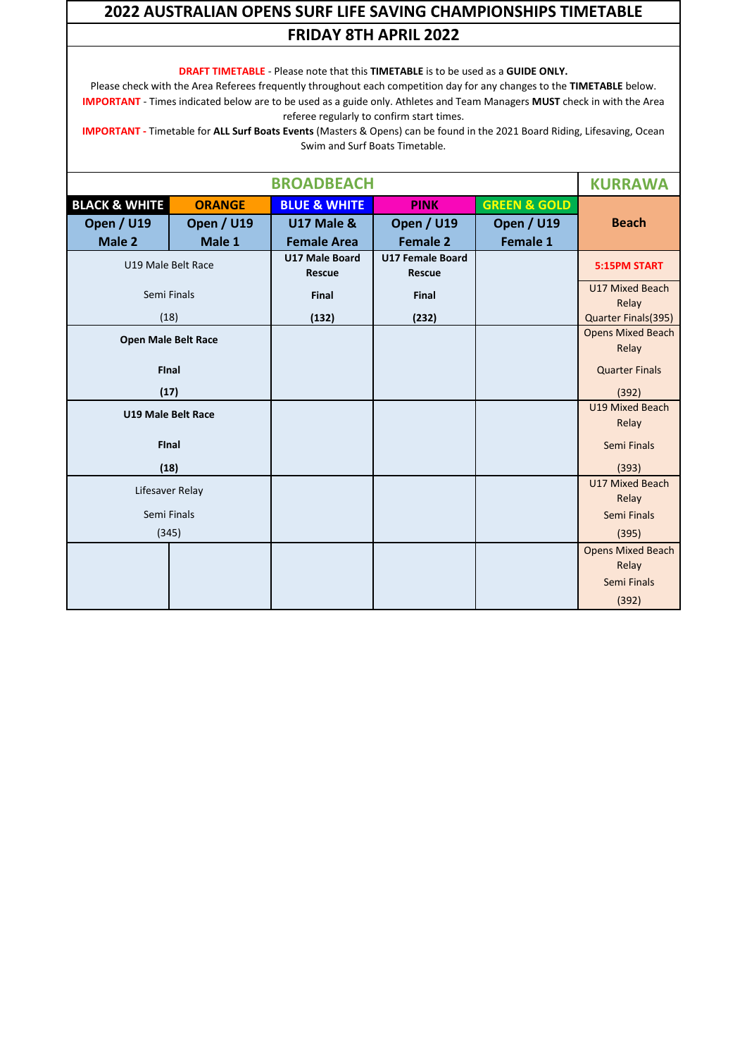# 2022 AUSTRALIAN OPENS SURF LIFE SAVING CHAMPIONSHIPS TIMETABLE

## FRIDAY 8TH APRIL 2022

**DRAFT TIMETABLE** - Please note that this **TIMETABLE** is to be used as a **GUIDE ONLY.**
Please check with the Area Referees frequently throughout each competition day for any changes to the **TIMETABLE** below.
**IMPORTANT** - Times indicated below are to be used as a guide only. Athletes and Team Managers **MUST** check in with the Area referee regularly to confirm start times.
**IMPORTANT -** Timetable for **ALL Surf Boats Events** (Masters & Opens) can be found in the 2021 Board Riding, Lifesaving, Ocean Swim and Surf Boats Timetable.

| BROADBEACH | | | | | KURRAWA |
|---|---|---|---|---|---|
| **BLACK & WHITE** | **ORANGE** | **BLUE & WHITE** | **PINK** | **GREEN & GOLD** | **Beach** |
| **Open / U19 Male 2** | **Open / U19 Male 1** | **U17 Male & Female Area** | **Open / U19 Female 2** | **Open / U19 Female 1** | |
| U19 Male Belt Race Semi Finals (18) | | **U17 Male Board Rescue Final (132)** | **U17 Female Board Rescue Final (232)** | | **5:15PM START** U17 Mixed Beach Relay Quarter Finals(395) |
| **Open Male Belt Race FInal (17)** | | | | | Opens Mixed Beach Relay Quarter Finals (392) |
| **U19 Male Belt Race FInal (18)** | | | | | U19 Mixed Beach Relay Semi Finals (393) |
| Lifesaver Relay Semi Finals (345) | | | | | U17 Mixed Beach Relay Semi Finals (395) |
| | | | | | Opens Mixed Beach Relay Semi Finals (392) |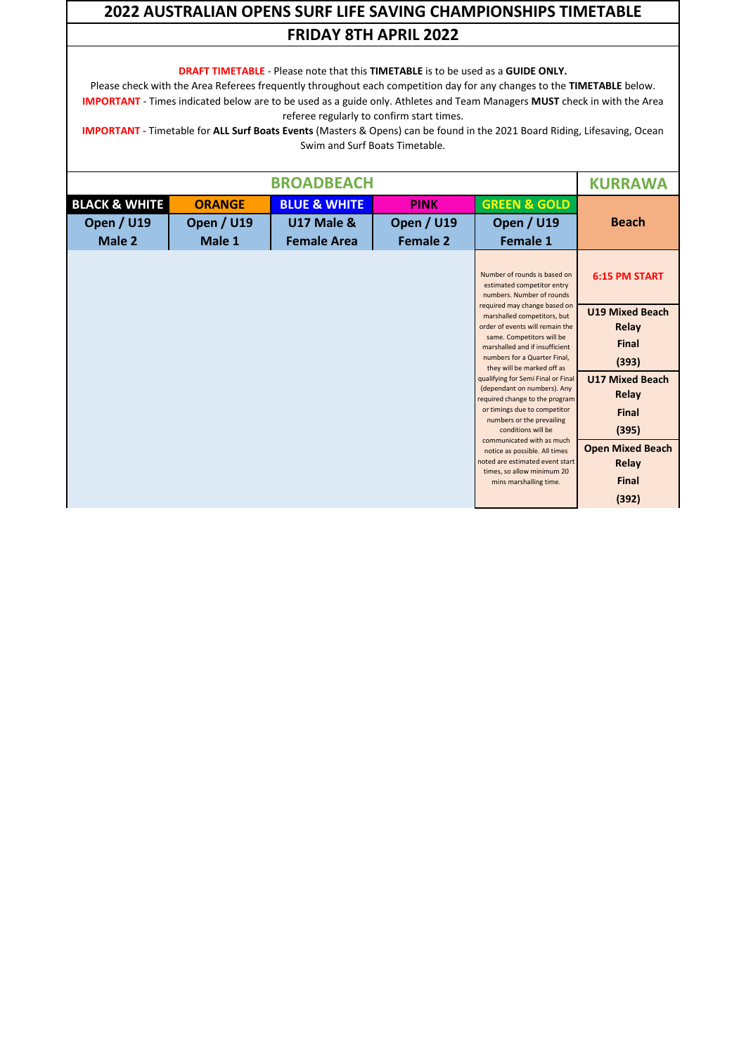# 2022 AUSTRALIAN OPENS SURF LIFE SAVING CHAMPIONSHIPS TIMETABLE

## FRIDAY 8TH APRIL 2022

**DRAFT TIMETABLE** - Please note that this **TIMETABLE** is to be used as a **GUIDE ONLY.**

Please check with the Area Referees frequently throughout each competition day for any changes to the **TIMETABLE** below.

**IMPORTANT** - Times indicated below are to be used as a guide only. Athletes and Team Managers **MUST** check in with the Area referee regularly to confirm start times.

**IMPORTANT -** Timetable for **ALL Surf Boats Events** (Masters & Opens) can be found in the 2021 Board Riding, Lifesaving, Ocean Swim and Surf Boats Timetable.

| BROADBEACH | | | | | KURRAWA |
|---|---|---|---|---|---|
| BLACK & WHITE | ORANGE | BLUE & WHITE | PINK | GREEN & GOLD | |
| Open / U19 Male 2 | Open / U19 Male 1 | U17 Male & Female Area | Open / U19 Female 2 | Open / U19 Female 1 | Beach |
| | | | | Number of rounds is based on estimated competitor entry numbers. Number of rounds required may change based on marshalled competitors, but order of events will remain the same. Competitors will be marshalled and if insufficient numbers for a Quarter Final, they will be marked off as qualifying for Semi Final or Final (dependant on numbers). Any required change to the program or timings due to competitor numbers or the prevailing conditions will be communicated with as much notice as possible. All times noted are estimated event start times, so allow minimum 20 mins marshalling time. | **6:15 PM START** |
| | | | | | **U19 Mixed Beach Relay Final (393)** |
| | | | | | **U17 Mixed Beach Relay Final (395)** |
| | | | | | **Open Mixed Beach Relay Final (392)** |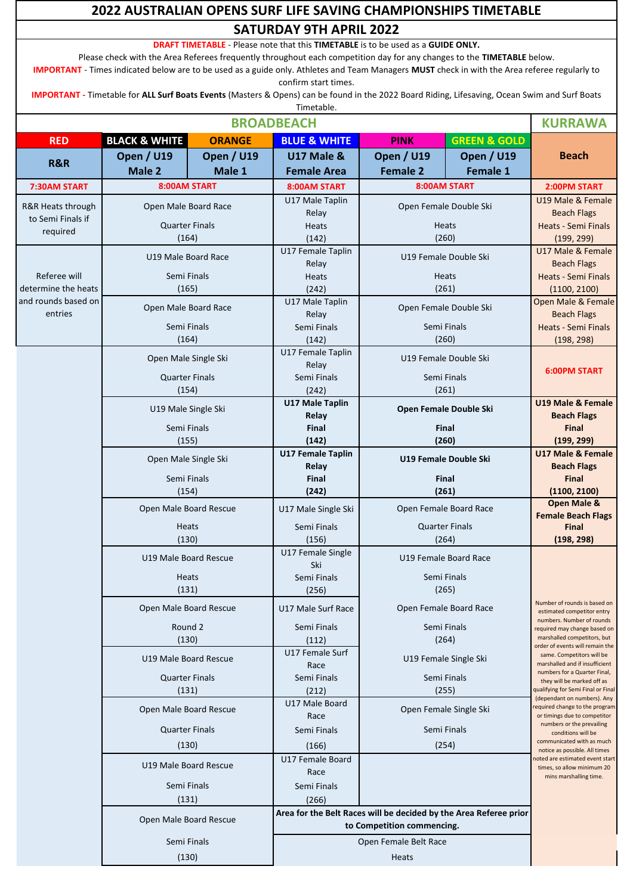# 2022 AUSTRALIAN OPENS SURF LIFE SAVING CHAMPIONSHIPS TIMETABLE

## SATURDAY 9TH APRIL 2022

**DRAFT TIMETABLE** - Please note that this **TIMETABLE** is to be used as a **GUIDE ONLY.**

Please check with the Area Referees frequently throughout each competition day for any changes to the **TIMETABLE** below.

**IMPORTANT** - Times indicated below are to be used as a guide only. Athletes and Team Managers **MUST** check in with the Area referee regularly to confirm start times.

**IMPORTANT** - Timetable for **ALL Surf Boats Events** (Masters & Opens) can be found in the 2022 Board Riding, Lifesaving, Ocean Swim and Surf Boats Timetable.

| BROADBEACH | | | | | | KURRAWA |
|---|---|---|---|---|---|---|
| **RED** | **BLACK & WHITE** | **ORANGE** | **BLUE & WHITE** | **PINK** | **GREEN & GOLD** | |
| **R&R** | **Open / U19 Male 2** | **Open / U19 Male 1** | **U17 Male & Female Area** | **Open / U19 Female 2** | **Open / U19 Female 1** | **Beach** |
| **7:30AM START** | **8:00AM START** | | **8:00AM START** | **8:00AM START** | | **2:00PM START** |
| R&R Heats through to Semi Finals if required | Open Male Board Race Quarter Finals (164) | | U17 Male Taplin Relay Heats (142) | Open Female Double Ski Heats (260) | | U19 Male & Female Beach Flags Heats - Semi Finals (199, 299) |
| Referee will determine the heats and rounds based on entries | U19 Male Board Race Semi Finals (165) | | U17 Female Taplin Relay Heats (242) | U19 Female Double Ski Heats (261) | | U17 Male & Female Beach Flags Heats - Semi Finals (1100, 2100) |
| | Open Male Board Race Semi Finals (164) | | U17 Male Taplin Relay Semi Finals (142) | Open Female Double Ski Semi Finals (260) | | Open Male & Female Beach Flags Heats - Semi Finals (198, 298) |
| | Open Male Single Ski Quarter Finals (154) | | U17 Female Taplin Relay Semi Finals (242) | U19 Female Double Ski Semi Finals (261) | | **6:00PM START** |
| | U19 Male Single Ski Semi Finals (155) | | **U17 Male Taplin Relay Final (142)** | **Open Female Double Ski Final (260)** | | **U19 Male & Female Beach Flags Final (199, 299)** |
| | Open Male Single Ski Semi Finals (154) | | **U17 Female Taplin Relay Final (242)** | **U19 Female Double Ski Final (261)** | | **U17 Male & Female Beach Flags Final (1100, 2100)** |
| | Open Male Board Rescue Heats (130) | | U17 Male Single Ski Semi Finals (156) | Open Female Board Race Quarter Finals (264) | | **Open Male & Female Beach Flags Final (198, 298)** |
| | U19 Male Board Rescue Heats (131) | | U17 Female Single Ski Semi Finals (256) | U19 Female Board Race Semi Finals (265) | | Number of rounds is based on estimated competitor entry numbers. Number of rounds required may change based on marshalled competitors, but order of events will remain the same. Competitors will be marshalled and if insufficient numbers for a Quarter Final, they will be marked off as qualifying for Semi Final or Final (dependant on numbers). Any required change to the program or timings due to competitor numbers or the prevailing conditions will be communicated with as much notice as possible. All times noted are estimated event start times, so allow minimum 20 mins marshalling time. |
| | Open Male Board Rescue Round 2 (130) | | U17 Male Surf Race Semi Finals (112) | Open Female Board Race Semi Finals (264) | | |
| | U19 Male Board Rescue Quarter Finals (131) | | U17 Female Surf Race Semi Finals (212) | U19 Female Single Ski Semi Finals (255) | | |
| | Open Male Board Rescue Quarter Finals (130) | | U17 Male Board Race Semi Finals (166) | Open Female Single Ski Semi Finals (254) | | |
| | U19 Male Board Rescue Semi Finals (131) | | U17 Female Board Race Semi Finals (266) | | | |
| | Open Male Board Rescue Semi Finals (130) | | **Area for the Belt Races will be decided by the Area Referee prior to Competition commencing.** Open Female Belt Race Heats | | | |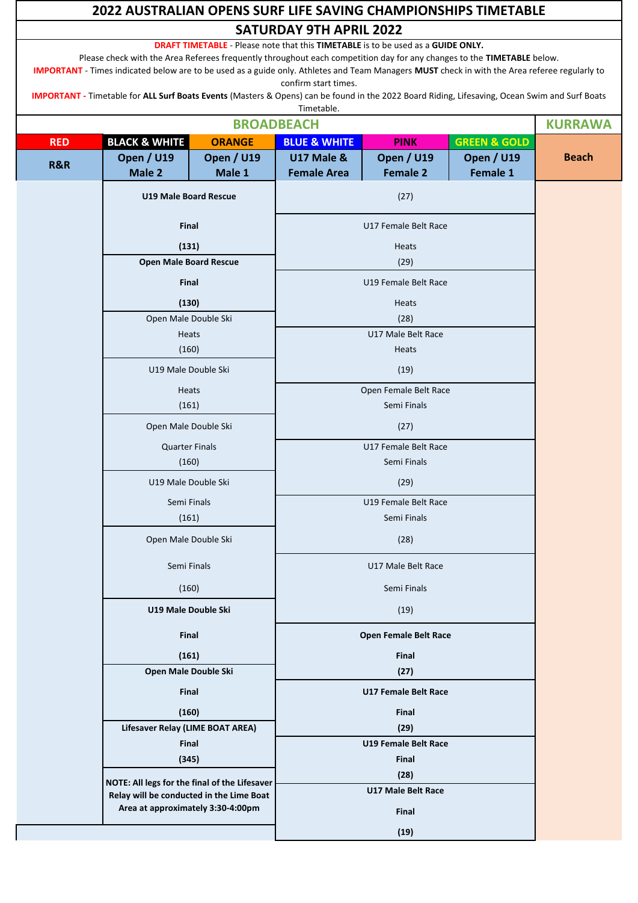# 2022 AUSTRALIAN OPENS SURF LIFE SAVING CHAMPIONSHIPS TIMETABLE

## SATURDAY 9TH APRIL 2022

**DRAFT TIMETABLE** - Please note that this **TIMETABLE** is to be used as a **GUIDE ONLY.**

Please check with the Area Referees frequently throughout each competition day for any changes to the **TIMETABLE** below.

**IMPORTANT** - Times indicated below are to be used as a guide only. Athletes and Team Managers **MUST** check in with the Area referee regularly to confirm start times.

**IMPORTANT** - Timetable for **ALL Surf Boats Events** (Masters & Opens) can be found in the 2022 Board Riding, Lifesaving, Ocean Swim and Surf Boats Timetable.

| BROADBEACH | | | | | | KURRAWA |
|---|---|---|---|---|---|---|
| **RED** | **BLACK & WHITE** | **ORANGE** | **BLUE & WHITE** | **PINK** | **GREEN & GOLD** | |
| **R&R** | **Open / U19 Male 2** | **Open / U19 Male 1** | **U17 Male & Female Area** | **Open / U19 Female 2** | **Open / U19 Female 1** | **Beach** |
| | **U19 Male Board Rescue Final (131)** | | (27) | | | |
| | **Open Male Board Rescue Final (130)** | | U17 Female Belt Race Heats (29) | | | |
| | Open Male Double Ski Heats (160) | | U19 Female Belt Race Heats (28) | | | |
| | U19 Male Double Ski Heats (161) | | U17 Male Belt Race Heats (19) | | | |
| | Open Male Double Ski Quarter Finals (160) | | Open Female Belt Race Semi Finals (27) | | | |
| | U19 Male Double Ski Semi Finals (161) | | U17 Female Belt Race Semi Finals (29) | | | |
| | Open Male Double Ski Semi Finals (160) | | U19 Female Belt Race Semi Finals (28) | | | |
| | **U19 Male Double Ski Final (161)** | | U17 Male Belt Race Semi Finals (19) | | | |
| | **Open Male Double Ski Final (160)** | | **Open Female Belt Race Final (27)** | | | |
| | **Lifesaver Relay (LIME BOAT AREA) Final (345)** | | **U17 Female Belt Race Final (29)** | | | |
| | **NOTE: All legs for the final of the Lifesaver Relay will be conducted in the Lime Boat Area at approximately 3:30-4:00pm** | | **U19 Female Belt Race Final (28)** | | | |
| | | | **U17 Male Belt Race Final (19)** | | | |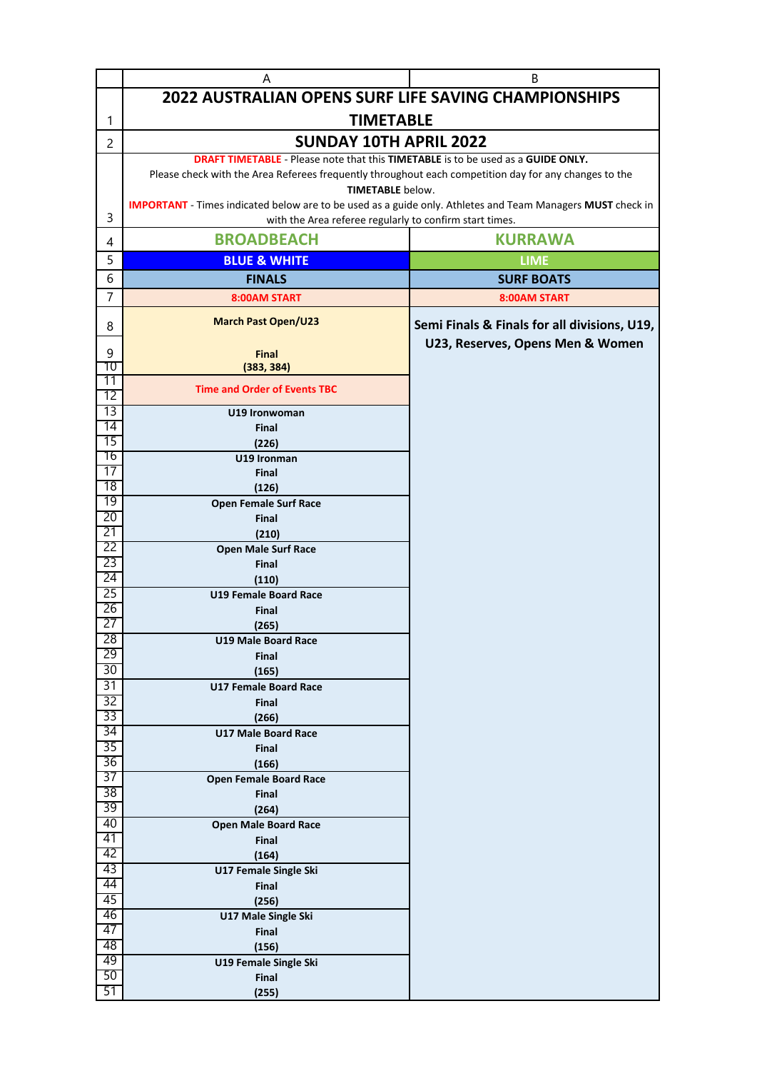# 2022 AUSTRALIAN OPENS SURF LIFE SAVING CHAMPIONSHIPS TIMETABLE

## SUNDAY 10TH APRIL 2022

**DRAFT TIMETABLE** - Please note that this **TIMETABLE** is to be used as a **GUIDE ONLY.** Please check with the Area Referees frequently throughout each competition day for any changes to the **TIMETABLE** below.

**IMPORTANT** - Times indicated below are to be used as a guide only. Athletes and Team Managers **MUST** check in with the Area referee regularly to confirm start times.

| BROADBEACH | KURRAWA |
|---|---|
| **BLUE & WHITE** | **LIME** |
| **FINALS** | **SURF BOATS** |
| **8:00AM START** | **8:00AM START** |
| **March Past Open/U23** Final (383, 384) | **Semi Finals & Finals for all divisions, U19, U23, Reserves, Opens Men & Women** |
| **Time and Order of Events TBC** | |
| **U19 Ironwoman** Final (226) | |
| **U19 Ironman** Final (126) | |
| **Open Female Surf Race** Final (210) | |
| **Open Male Surf Race** Final (110) | |
| **U19 Female Board Race** Final (265) | |
| **U19 Male Board Race** Final (165) | |
| **U17 Female Board Race** Final (266) | |
| **U17 Male Board Race** Final (166) | |
| **Open Female Board Race** Final (264) | |
| **Open Male Board Race** Final (164) | |
| **U17 Female Single Ski** Final (256) | |
| **U17 Male Single Ski** Final (156) | |
| **U19 Female Single Ski** Final (255) | |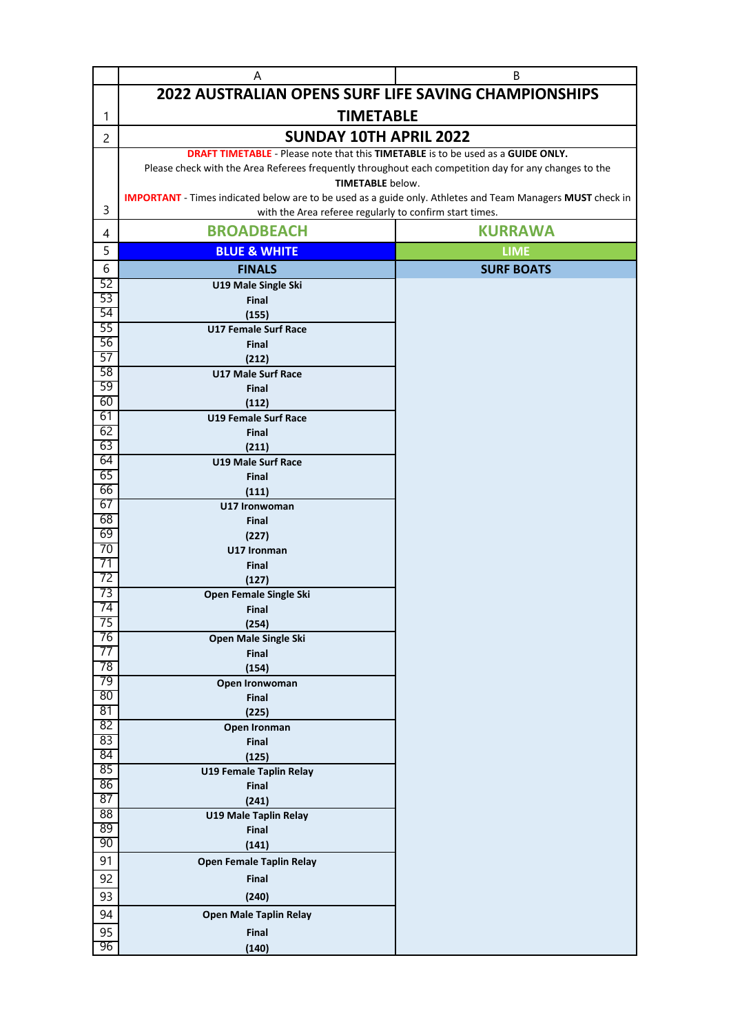# 2022 AUSTRALIAN OPENS SURF LIFE SAVING CHAMPIONSHIPS TIMETABLE

## SUNDAY 10TH APRIL 2022

**DRAFT TIMETABLE** - Please note that this **TIMETABLE** is to be used as a **GUIDE ONLY.** Please check with the Area Referees frequently throughout each competition day for any changes to the **TIMETABLE** below.

**IMPORTANT** - Times indicated below are to be used as a guide only. Athletes and Team Managers **MUST** check in with the Area referee regularly to confirm start times.

| BROADBEACH | KURRAWA |
|---|---|
| **BLUE & WHITE** | **LIME** |
| **FINALS** | **SURF BOATS** |
| U19 Male Single Ski<br>Final<br>(155) | |
| U17 Female Surf Race<br>Final<br>(212) | |
| U17 Male Surf Race<br>Final<br>(112) | |
| U19 Female Surf Race<br>Final<br>(211) | |
| U19 Male Surf Race<br>Final<br>(111) | |
| U17 Ironwoman<br>Final<br>(227) | |
| U17 Ironman<br>Final<br>(127) | |
| Open Female Single Ski<br>Final<br>(254) | |
| Open Male Single Ski<br>Final<br>(154) | |
| Open Ironwoman<br>Final<br>(225) | |
| Open Ironman<br>Final<br>(125) | |
| U19 Female Taplin Relay<br>Final<br>(241) | |
| U19 Male Taplin Relay<br>Final<br>(141) | |
| Open Female Taplin Relay<br>Final<br>(240) | |
| Open Male Taplin Relay<br>Final<br>(140) | |